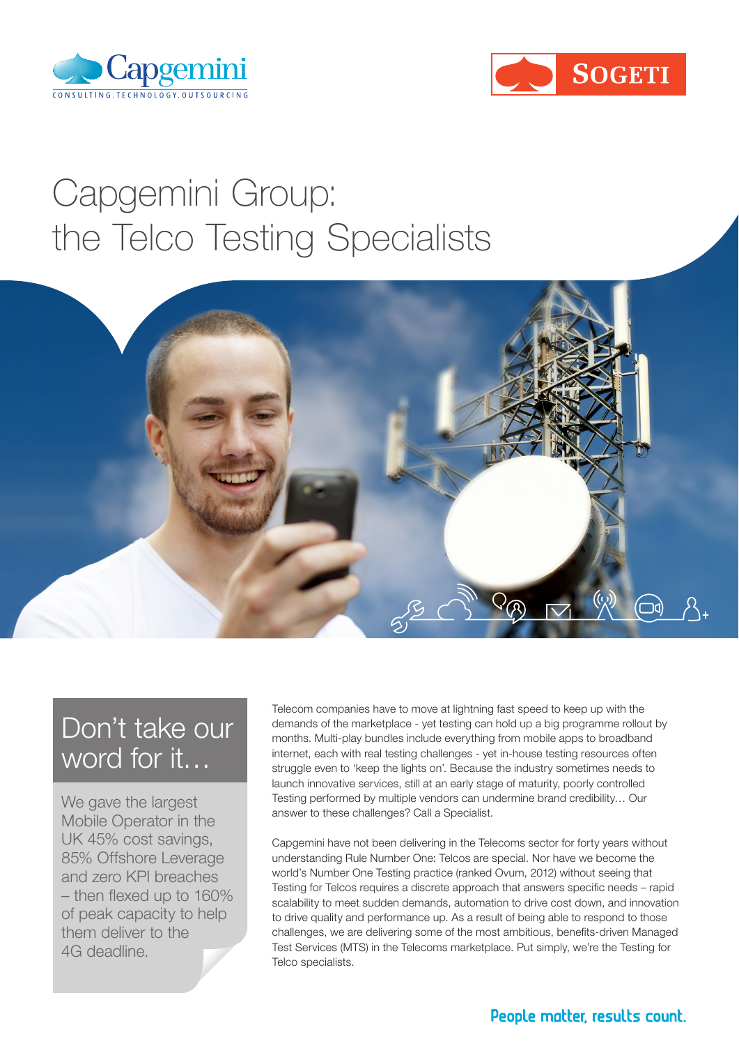# Capgemini Group: the Telco Testing Specialists

## Don't take our word for it…

We gave the largest Mobile Operator in the UK 45% cost savings, 85% Offshore Leverage and zero KPI breaches – then flexed up to 160% of peak capacity to help them deliver to the 4G deadline.

Telecom companies have to move at lightning fast speed to keep up with the demands of the marketplace - yet testing can hold up a big programme rollout by months. Multi-play bundles include everything from mobile apps to broadband internet, each with real testing challenges - yet in-house testing resources often struggle even to 'keep the lights on'. Because the industry sometimes needs to launch innovative services, still at an early stage of maturity, poorly controlled Testing performed by multiple vendors can undermine brand credibility… Our answer to these challenges? Call a Specialist.

Capgemini have not been delivering in the Telecoms sector for forty years without understanding Rule Number One: Telcos are special. Nor have we become the world's Number One Testing practice (ranked Ovum, 2012) without seeing that Testing for Telcos requires a discrete approach that answers specific needs – rapid scalability to meet sudden demands, automation to drive cost down, and innovation to drive quality and performance up. As a result of being able to respond to those challenges, we are delivering some of the most ambitious, benefits-driven Managed Test Services (MTS) in the Telecoms marketplace. Put simply, we're the Testing for Telco specialists.

People matter, results count.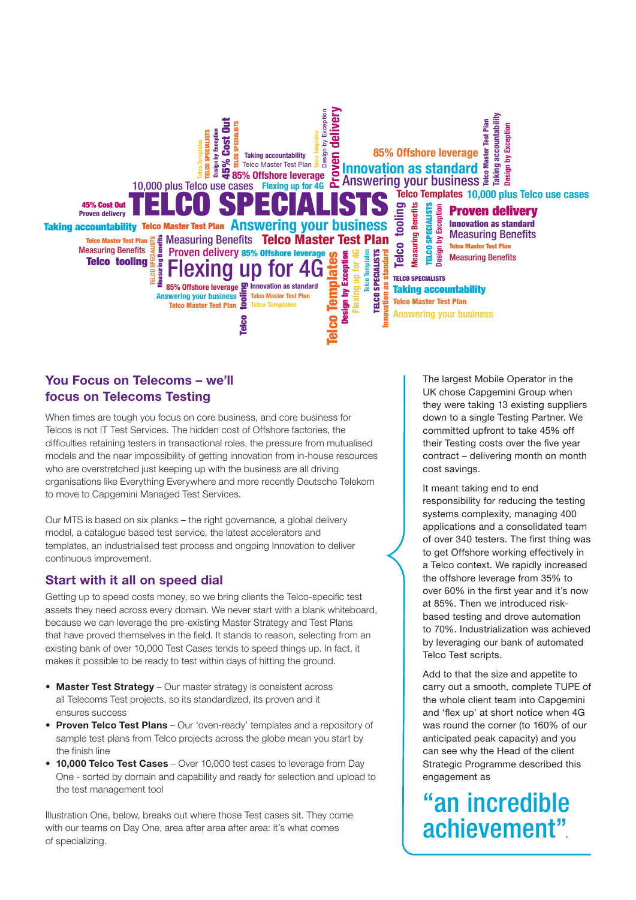## You Focus on Telecoms – we'll focus on Telecoms Testing

When times are tough you focus on core business, and core business for Telcos is not IT Test Services. The hidden cost of Offshore factories, the difficulties retaining testers in transactional roles, the pressure from mutualised models and the near impossibility of getting innovation from in-house resources who are overstretched just keeping up with the business are all driving organisations like Everything Everywhere and more recently Deutsche Telekom to move to Capgemini Managed Test Services.

Our MTS is based on six planks – the right governance, a global delivery model, a catalogue based test service, the latest accelerators and templates, an industrialised test process and ongoing Innovation to deliver continuous improvement.

## Start with it all on speed dial

Getting up to speed costs money, so we bring clients the Telco-specific test assets they need across every domain. We never start with a blank whiteboard, because we can leverage the pre-existing Master Strategy and Test Plans that have proved themselves in the field. It stands to reason, selecting from an existing bank of over 10,000 Test Cases tends to speed things up. In fact, it makes it possible to be ready to test within days of hitting the ground.

- **Master Test Strategy** – Our master strategy is consistent across all Telecoms Test projects, so its standardized, its proven and it ensures success
- **Proven Telco Test Plans** – Our 'oven-ready' templates and a repository of sample test plans from Telco projects across the globe mean you start by the finish line
- **10,000 Telco Test Cases** – Over 10,000 test cases to leverage from Day One - sorted by domain and capability and ready for selection and upload to the test management tool

Illustration One, below, breaks out where those Test cases sit. They come with our teams on Day One, area after area after area: it's what comes of specializing.

The largest Mobile Operator in the UK chose Capgemini Group when they were taking 13 existing suppliers down to a single Testing Partner. We committed upfront to take 45% off their Testing costs over the five year contract – delivering month on month cost savings.

It meant taking end to end responsibility for reducing the testing systems complexity, managing 400 applications and a consolidated team of over 340 testers. The first thing was to get Offshore working effectively in a Telco context. We rapidly increased the offshore leverage from 35% to over 60% in the first year and it's now at 85%. Then we introduced risk-based testing and drove automation to 70%. Industrialization was achieved by leveraging our bank of automated Telco Test scripts.

Add to that the size and appetite to carry out a smooth, complete TUPE of the whole client team into Capgemini and 'flex up' at short notice when 4G was round the corner (to 160% of our anticipated peak capacity) and you can see why the Head of the client Strategic Programme described this engagement as

**"an incredible achievement".**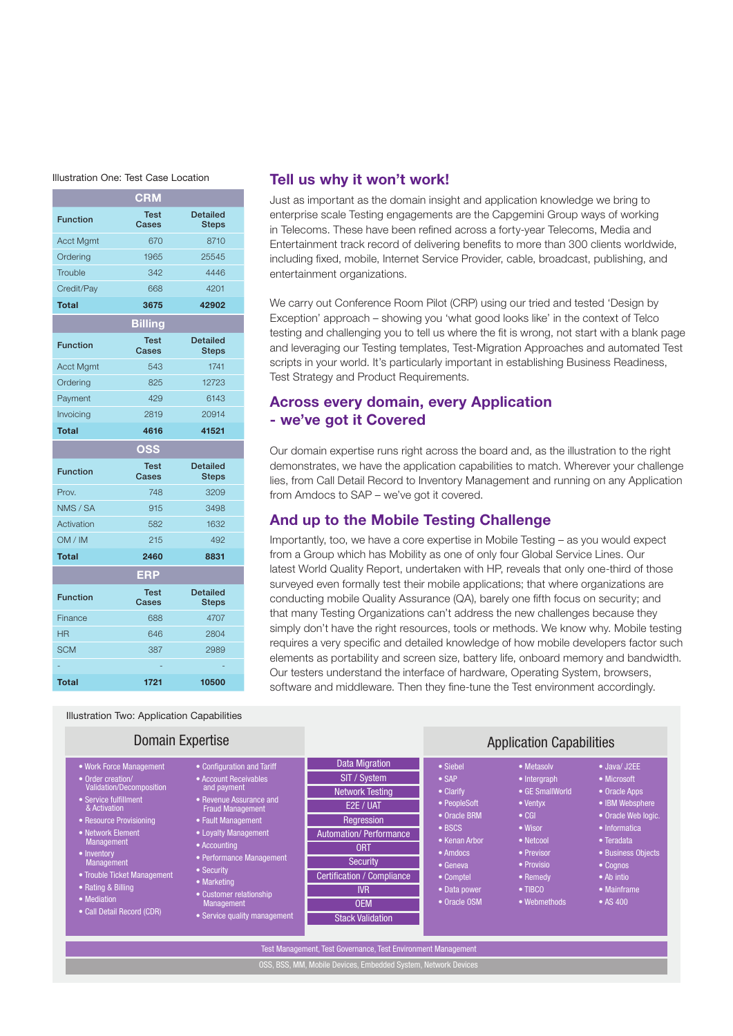Illustration One: Test Case Location

| CRM | | |
|---|---|---|
| **Function** | **Test Cases** | **Detailed Steps** |
| Acct Mgmt | 670 | 8710 |
| Ordering | 1965 | 25545 |
| Trouble | 342 | 4446 |
| Credit/Pay | 668 | 4201 |
| **Total** | **3675** | **42902** |

| Billing | | |
|---|---|---|
| **Function** | **Test Cases** | **Detailed Steps** |
| Acct Mgmt | 543 | 1741 |
| Ordering | 825 | 12723 |
| Payment | 429 | 6143 |
| Invoicing | 2819 | 20914 |
| **Total** | **4616** | **41521** |

| OSS | | |
|---|---|---|
| **Function** | **Test Cases** | **Detailed Steps** |
| Prov. | 748 | 3209 |
| NMS / SA | 915 | 3498 |
| Activation | 582 | 1632 |
| OM / IM | 215 | 492 |
| **Total** | **2460** | **8831** |

| ERP | | |
|---|---|---|
| **Function** | **Test Cases** | **Detailed Steps** |
| Finance | 688 | 4707 |
| HR | 646 | 2804 |
| SCM | 387 | 2989 |
| - | - | - |
| **Total** | **1721** | **10500** |

## Tell us why it won't work!

Just as important as the domain insight and application knowledge we bring to enterprise scale Testing engagements are the Capgemini Group ways of working in Telecoms. These have been refined across a forty-year Telecoms, Media and Entertainment track record of delivering benefits to more than 300 clients worldwide, including fixed, mobile, Internet Service Provider, cable, broadcast, publishing, and entertainment organizations.

We carry out Conference Room Pilot (CRP) using our tried and tested 'Design by Exception' approach – showing you 'what good looks like' in the context of Telco testing and challenging you to tell us where the fit is wrong, not start with a blank page and leveraging our Testing templates, Test-Migration Approaches and automated Test scripts in your world. It's particularly important in establishing Business Readiness, Test Strategy and Product Requirements.

## Across every domain, every Application - we've got it Covered

Our domain expertise runs right across the board and, as the illustration to the right demonstrates, we have the application capabilities to match. Wherever your challenge lies, from Call Detail Record to Inventory Management and running on any Application from Amdocs to SAP – we've got it covered.

## And up to the Mobile Testing Challenge

Importantly, too, we have a core expertise in Mobile Testing – as you would expect from a Group which has Mobility as one of only four Global Service Lines. Our latest World Quality Report, undertaken with HP, reveals that only one-third of those surveyed even formally test their mobile applications; that where organizations are conducting mobile Quality Assurance (QA), barely one fifth focus on security; and that many Testing Organizations can't address the new challenges because they simply don't have the right resources, tools or methods. We know why. Mobile testing requires a very specific and detailed knowledge of how mobile developers factor such elements as portability and screen size, battery life, onboard memory and bandwidth. Our testers understand the interface of hardware, Operating System, browsers, software and middleware. Then they fine-tune the Test environment accordingly.

Illustration Two: Application Capabilities

**Domain Expertise**

- Work Force Management
- Order creation/ Validation/Decomposition
- Service fulfillment & Activation
- Resource Provisioning
- Network Element Management
- Inventory Management
- Trouble Ticket Management
- Rating & Billing
- Mediation
- Call Detail Record (CDR)
- Configuration and Tariff
- Account Receivables and payment
- Revenue Assurance and Fraud Management
- Fault Management
- Loyalty Management
- Accounting
- Performance Management
- Security
- Marketing
- Customer relationship Management
- Service quality management

**Testing Services**

- Data Migration
- SIT / System
- Network Testing
- E2E / UAT
- Regression
- Automation/ Performance
- ORT
- Security
- Certification / Compliance
- IVR
- OEM
- Stack Validation

**Application Capabilities**

- Siebel
- SAP
- Clarify
- PeopleSoft
- Oracle BRM
- BSCS
- Kenan Arbor
- Amdocs
- Geneva
- Comptel
- Data power
- Oracle OSM
- Metasolv
- Intergraph
- GE SmallWorld
- Ventyx
- CGI
- Wisor
- Netcool
- Previsor
- Provisio
- Remedy
- TIBCO
- Webmethods
- Java/ J2EE
- Microsoft
- Oracle Apps
- IBM Websphere
- Oracle Web logic.
- Informatica
- Teradata
- Business Objects
- Cognos
- Ab intio
- Mainframe
- AS 400

Test Management, Test Governance, Test Environment Management

OSS, BSS, MM, Mobile Devices, Embedded System, Network Devices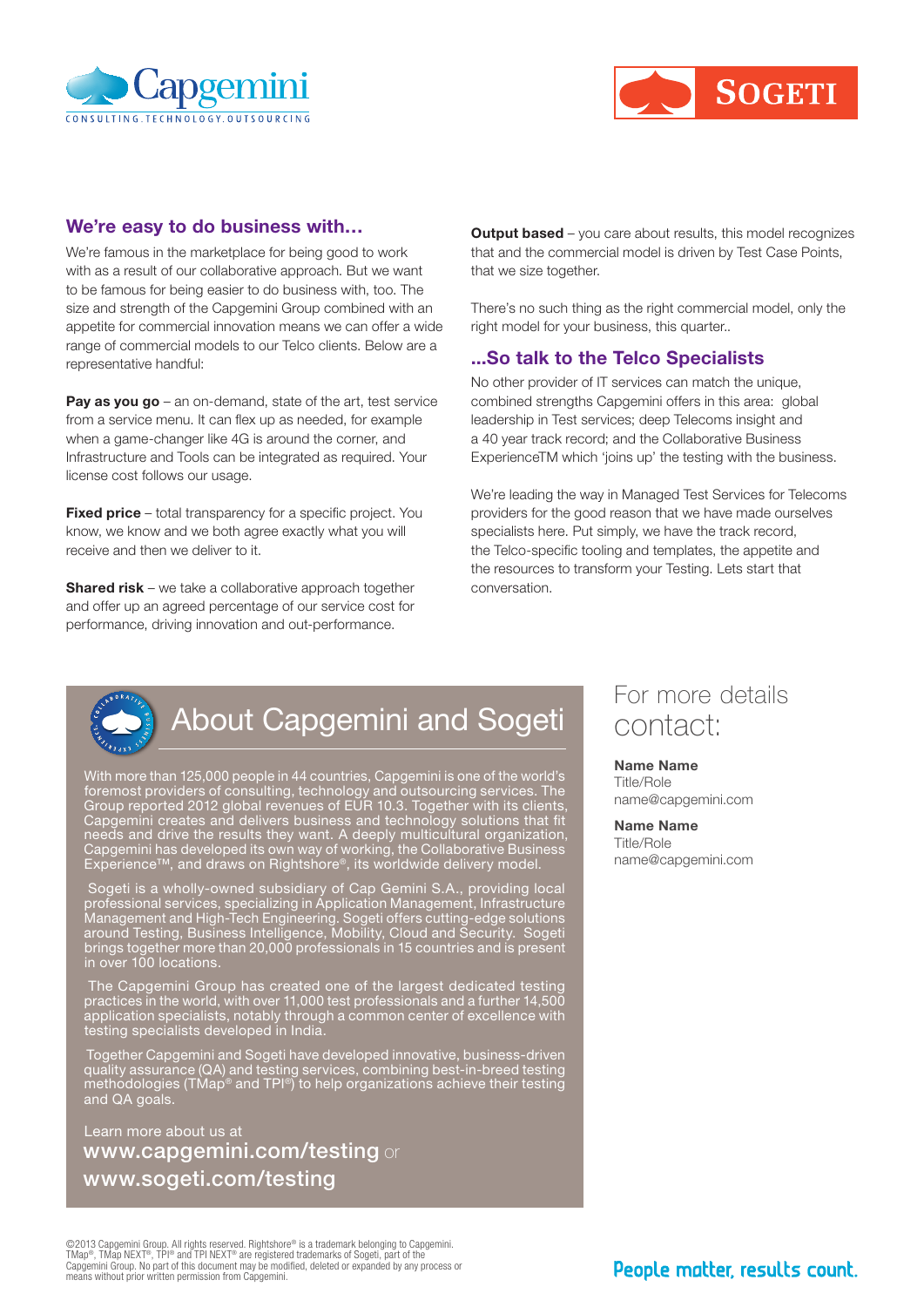## We're easy to do business with…

We're famous in the marketplace for being good to work with as a result of our collaborative approach. But we want to be famous for being easier to do business with, too. The size and strength of the Capgemini Group combined with an appetite for commercial innovation means we can offer a wide range of commercial models to our Telco clients. Below are a representative handful:

**Pay as you go** – an on-demand, state of the art, test service from a service menu. It can flex up as needed, for example when a game-changer like 4G is around the corner, and Infrastructure and Tools can be integrated as required. Your license cost follows our usage.

**Fixed price** – total transparency for a specific project. You know, we know and we both agree exactly what you will receive and then we deliver to it.

**Shared risk** – we take a collaborative approach together and offer up an agreed percentage of our service cost for performance, driving innovation and out-performance.

**Output based** – you care about results, this model recognizes that and the commercial model is driven by Test Case Points, that we size together.

There's no such thing as the right commercial model, only the right model for your business, this quarter..

## ...So talk to the Telco Specialists

No other provider of IT services can match the unique, combined strengths Capgemini offers in this area: global leadership in Test services; deep Telecoms insight and a 40 year track record; and the Collaborative Business ExperienceTM which 'joins up' the testing with the business.

We're leading the way in Managed Test Services for Telecoms providers for the good reason that we have made ourselves specialists here. Put simply, we have the track record, the Telco-specific tooling and templates, the appetite and the resources to transform your Testing. Lets start that conversation.

## About Capgemini and Sogeti

With more than 125,000 people in 44 countries, Capgemini is one of the world's foremost providers of consulting, technology and outsourcing services. The Group reported 2012 global revenues of EUR 10.3. Together with its clients, Capgemini creates and delivers business and technology solutions that fit needs and drive the results they want. A deeply multicultural organization, Capgemini has developed its own way of working, the Collaborative Business Experience™, and draws on Rightshore®, its worldwide delivery model.

Sogeti is a wholly-owned subsidiary of Cap Gemini S.A., providing local professional services, specializing in Application Management, Infrastructure Management and High-Tech Engineering. Sogeti offers cutting-edge solutions around Testing, Business Intelligence, Mobility, Cloud and Security. Sogeti brings together more than 20,000 professionals in 15 countries and is present in over 100 locations.

The Capgemini Group has created one of the largest dedicated testing practices in the world, with over 11,000 test professionals and a further 14,500 application specialists, notably through a common center of excellence with testing specialists developed in India.

Together Capgemini and Sogeti have developed innovative, business-driven quality assurance (QA) and testing services, combining best-in-breed testing methodologies (TMap® and TPI®) to help organizations achieve their testing and QA goals.

Learn more about us at
**www.capgemini.com/testing** or
**www.sogeti.com/testing**

## For more details contact:

**Name Name**
Title/Role
name@capgemini.com

**Name Name**
Title/Role
name@capgemini.com

©2013 Capgemini Group. All rights reserved. Rightshore® is a trademark belonging to Capgemini. TMap®, TMap NEXT®, TPI® and TPI NEXT® are registered trademarks of Sogeti, part of the Capgemini Group. No part of this document may be modified, deleted or expanded by any process or means without prior written permission from Capgemini.

People matter, results count.